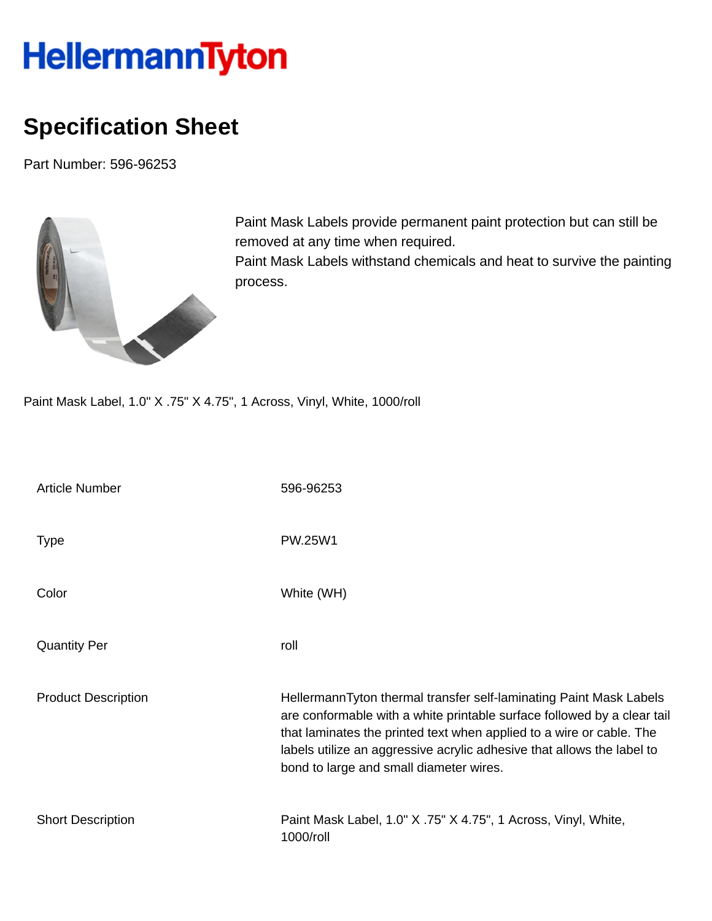# HellermannTyton

## Specification Sheet

Part Number: 596-96253

Paint Mask Labels provide permanent paint protection but can still be removed at any time when required.
Paint Mask Labels withstand chemicals and heat to survive the painting process.

Paint Mask Label, 1.0" X .75" X 4.75", 1 Across, Vinyl, White, 1000/roll

| | |
|---|---|
| Article Number | 596-96253 |
| Type | PW.25W1 |
| Color | White (WH) |
| Quantity Per | roll |
| Product Description | HellermannTyton thermal transfer self-laminating Paint Mask Labels are conformable with a white printable surface followed by a clear tail that laminates the printed text when applied to a wire or cable. The labels utilize an aggressive acrylic adhesive that allows the label to bond to large and small diameter wires. |
| Short Description | Paint Mask Label, 1.0" X .75" X 4.75", 1 Across, Vinyl, White, 1000/roll |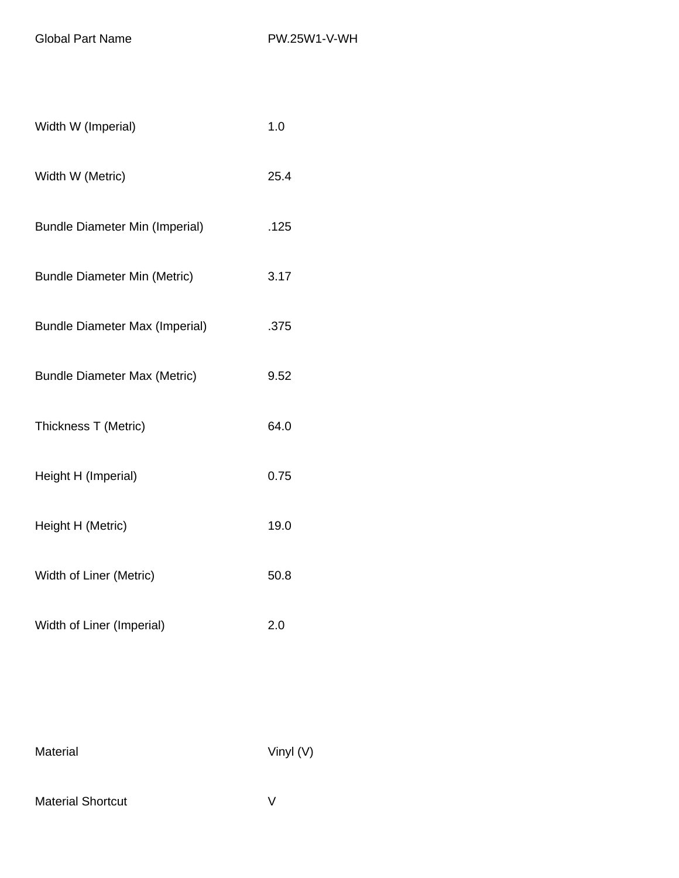| | |
|---|---|
| Global Part Name | PW.25W1-V-WH |
| | |
| Width W (Imperial) | 1.0 |
| Width W (Metric) | 25.4 |
| Bundle Diameter Min (Imperial) | .125 |
| Bundle Diameter Min (Metric) | 3.17 |
| Bundle Diameter Max (Imperial) | .375 |
| Bundle Diameter Max (Metric) | 9.52 |
| Thickness T (Metric) | 64.0 |
| Height H (Imperial) | 0.75 |
| Height H (Metric) | 19.0 |
| Width of Liner (Metric) | 50.8 |
| Width of Liner (Imperial) | 2.0 |
| | |
| Material | Vinyl (V) |
| Material Shortcut | V |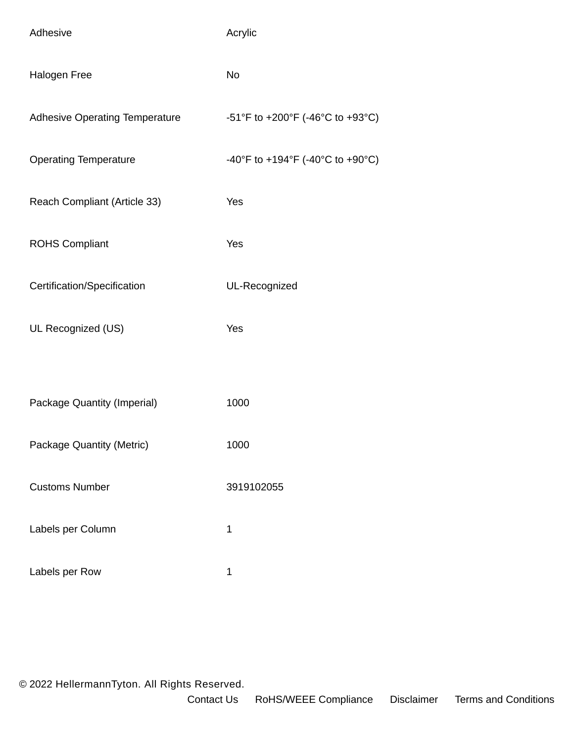| | |
|---|---|
| Adhesive | Acrylic |
| Halogen Free | No |
| Adhesive Operating Temperature | -51°F to +200°F (-46°C to +93°C) |
| Operating Temperature | -40°F to +194°F (-40°C to +90°C) |
| Reach Compliant (Article 33) | Yes |
| ROHS Compliant | Yes |
| Certification/Specification | UL-Recognized |
| UL Recognized (US) | Yes |

| | |
|---|---|
| Package Quantity (Imperial) | 1000 |
| Package Quantity (Metric) | 1000 |
| Customs Number | 3919102055 |
| Labels per Column | 1 |
| Labels per Row | 1 |

© 2022 HellermannTyton. All Rights Reserved.

Contact Us RoHS/WEEE Compliance Disclaimer Terms and Conditions